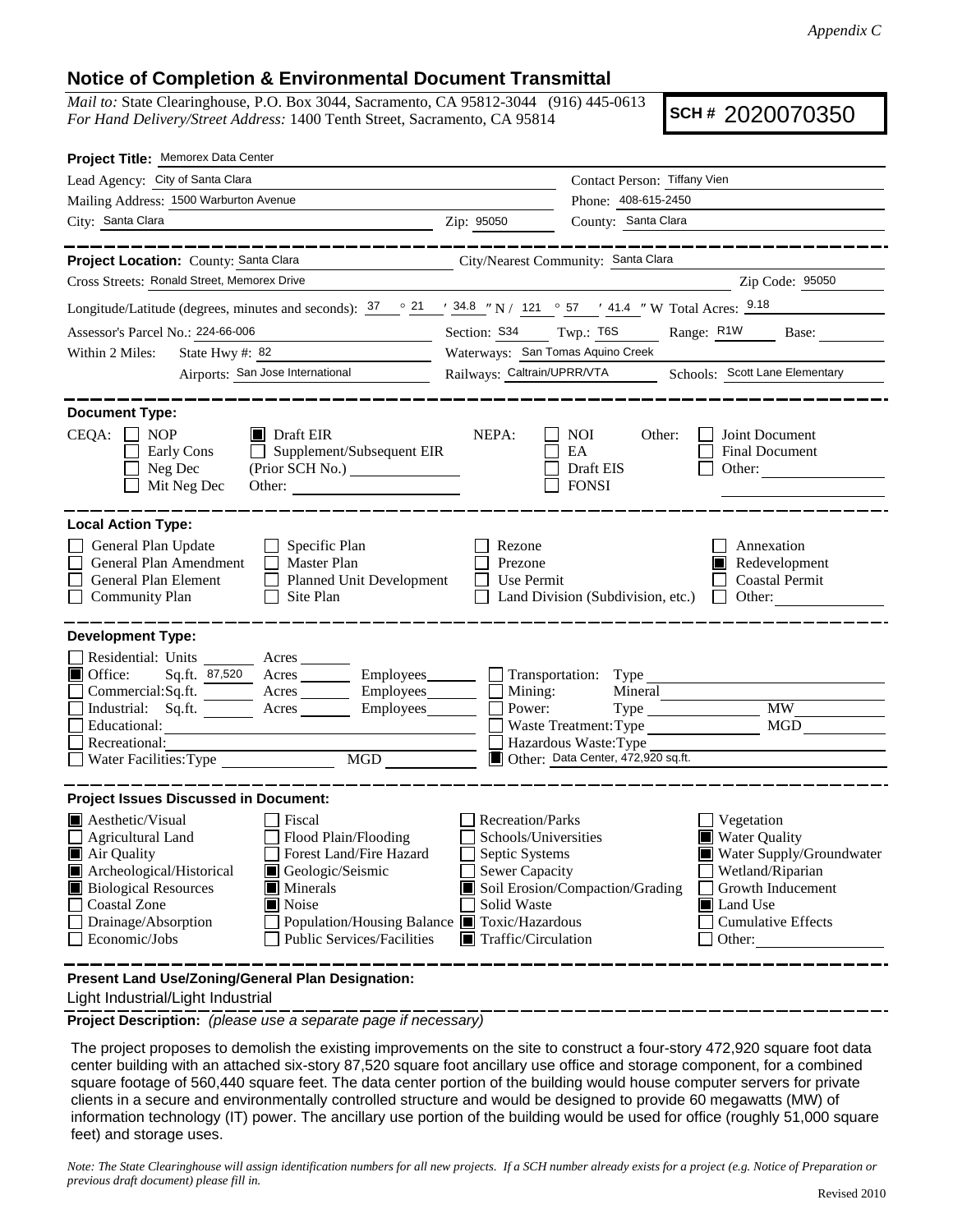*Appendix C*

## Notice of Completion & Environmental Document Transmittal

*Mail to:* State Clearinghouse, P.O. Box 3044, Sacramento, CA 95812-3044 (916) 445-0613
*For Hand Delivery/Street Address:* 1400 Tenth Street, Sacramento, CA 95814

**SCH #** 2020070350

**Project Title:** Memorex Data Center

Lead Agency: City of Santa Clara — Contact Person: Tiffany Vien

Mailing Address: 1500 Warburton Avenue — Phone: 408-615-2450

City: Santa Clara — Zip: 95050 — County: Santa Clara

---

**Project Location:** County: Santa Clara — City/Nearest Community: Santa Clara

Cross Streets: Ronald Street, Memorex Drive — Zip Code: 95050

Longitude/Latitude (degrees, minutes and seconds): 37 ° 21 ′ 34.8 ″ N / 121 ° 57 ′ 41.4 ″ W Total Acres: 9.18

Assessor's Parcel No.: 224-66-006 — Section: S34 Twp.: T6S Range: R1W Base:

Within 2 Miles: State Hwy #: 82 — Waterways: San Tomas Aquino Creek

Airports: San Jose International — Railways: Caltrain/UPRR/VTA — Schools: Scott Lane Elementary

---

**Document Type:**

CEQA: ☐ NOP ☐ Early Cons ☐ Neg Dec ☐ Mit Neg Dec ☒ Draft EIR ☐ Supplement/Subsequent EIR (Prior SCH No.) ______ Other: ______

NEPA: ☐ NOI ☐ EA ☐ Draft EIS ☐ FONSI

Other: ☐ Joint Document ☐ Final Document ☐ Other: ______

---

**Local Action Type:**

☐ General Plan Update ☐ General Plan Amendment ☐ General Plan Element ☐ Community Plan ☐ Specific Plan ☐ Master Plan ☐ Planned Unit Development ☐ Site Plan ☐ Rezone ☐ Prezone ☐ Use Permit ☐ Land Division (Subdivision, etc.) ☐ Annexation ☒ Redevelopment ☐ Coastal Permit ☐ Other:

---

**Development Type:**

☐ Residential: Units ___ Acres ___
☒ Office: Sq.ft. 87,520 Acres ___ Employees ___
☐ Commercial: Sq.ft. ___ Acres ___ Employees ___
☐ Industrial: Sq.ft. ___ Acres ___ Employees ___
☐ Educational:
☐ Recreational:
☐ Water Facilities: Type ___ MGD ___
☐ Transportation: Type
☐ Mining: Mineral
☐ Power: Type ___ MW
☐ Waste Treatment: Type ___ MGD
☐ Hazardous Waste: Type
☒ Other: Data Center, 472,920 sq.ft.

---

**Project Issues Discussed in Document:**

☒ Aesthetic/Visual ☐ Agricultural Land ☒ Air Quality ☒ Archeological/Historical ☒ Biological Resources ☐ Coastal Zone ☐ Drainage/Absorption ☐ Economic/Jobs ☐ Fiscal ☐ Flood Plain/Flooding ☐ Forest Land/Fire Hazard ☒ Geologic/Seismic ☒ Minerals ☒ Noise ☐ Population/Housing Balance ☐ Public Services/Facilities ☐ Recreation/Parks ☐ Schools/Universities ☐ Septic Systems ☐ Sewer Capacity ☒ Soil Erosion/Compaction/Grading ☐ Solid Waste ☒ Toxic/Hazardous ☒ Traffic/Circulation ☐ Vegetation ☒ Water Quality ☒ Water Supply/Groundwater ☐ Wetland/Riparian ☐ Growth Inducement ☒ Land Use ☐ Cumulative Effects ☐ Other:

---

**Present Land Use/Zoning/General Plan Designation:**

Light Industrial/Light Industrial

**Project Description:** *(please use a separate page if necessary)*

The project proposes to demolish the existing improvements on the site to construct a four-story 472,920 square foot data center building with an attached six-story 87,520 square foot ancillary use office and storage component, for a combined square footage of 560,440 square feet. The data center portion of the building would house computer servers for private clients in a secure and environmentally controlled structure and would be designed to provide 60 megawatts (MW) of information technology (IT) power. The ancillary use portion of the building would be used for office (roughly 51,000 square feet) and storage uses.

*Note: The State Clearinghouse will assign identification numbers for all new projects. If a SCH number already exists for a project (e.g. Notice of Preparation or previous draft document) please fill in.*

Revised 2010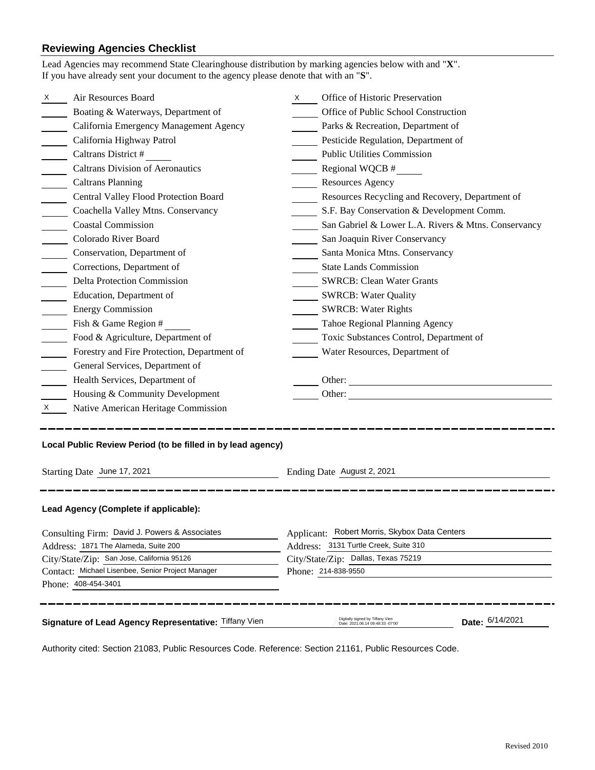## Reviewing Agencies Checklist

Lead Agencies may recommend State Clearinghouse distribution by marking agencies below with and "**X**".
If you have already sent your document to the agency please denote that with an "**S**".

| | | | |
|---|---|---|---|
| X | Air Resources Board | X | Office of Historic Preservation |
| | Boating & Waterways, Department of | | Office of Public School Construction |
| | California Emergency Management Agency | | Parks & Recreation, Department of |
| | California Highway Patrol | | Pesticide Regulation, Department of |
| | Caltrans District # | | Public Utilities Commission |
| | Caltrans Division of Aeronautics | | Regional WQCB # |
| | Caltrans Planning | | Resources Agency |
| | Central Valley Flood Protection Board | | Resources Recycling and Recovery, Department of |
| | Coachella Valley Mtns. Conservancy | | S.F. Bay Conservation & Development Comm. |
| | Coastal Commission | | San Gabriel & Lower L.A. Rivers & Mtns. Conservancy |
| | Colorado River Board | | San Joaquin River Conservancy |
| | Conservation, Department of | | Santa Monica Mtns. Conservancy |
| | Corrections, Department of | | State Lands Commission |
| | Delta Protection Commission | | SWRCB: Clean Water Grants |
| | Education, Department of | | SWRCB: Water Quality |
| | Energy Commission | | SWRCB: Water Rights |
| | Fish & Game Region # | | Tahoe Regional Planning Agency |
| | Food & Agriculture, Department of | | Toxic Substances Control, Department of |
| | Forestry and Fire Protection, Department of | | Water Resources, Department of |
| | General Services, Department of | | |
| | Health Services, Department of | | Other: |
| | Housing & Community Development | | Other: |
| X | Native American Heritage Commission | | |

### Local Public Review Period (to be filled in by lead agency)

Starting Date June 17, 2021 | Ending Date August 2, 2021

### Lead Agency (Complete if applicable):

| | |
|---|---|
| Consulting Firm: David J. Powers & Associates | Applicant: Robert Morris, Skybox Data Centers |
| Address: 1871 The Alameda, Suite 200 | Address: 3131 Turtle Creek, Suite 310 |
| City/State/Zip: San Jose, California 95126 | City/State/Zip: Dallas, Texas 75219 |
| Contact: Michael Lisenbee, Senior Project Manager | Phone: 214-838-9550 |
| Phone: 408-454-3401 | |

**Signature of Lead Agency Representative:** Tiffany Vien Digitally signed by Tiffany Vien Date: 2021.06.14 09:48:33 -07'00' **Date:** 6/14/2021

Authority cited: Section 21083, Public Resources Code. Reference: Section 21161, Public Resources Code.

Revised 2010